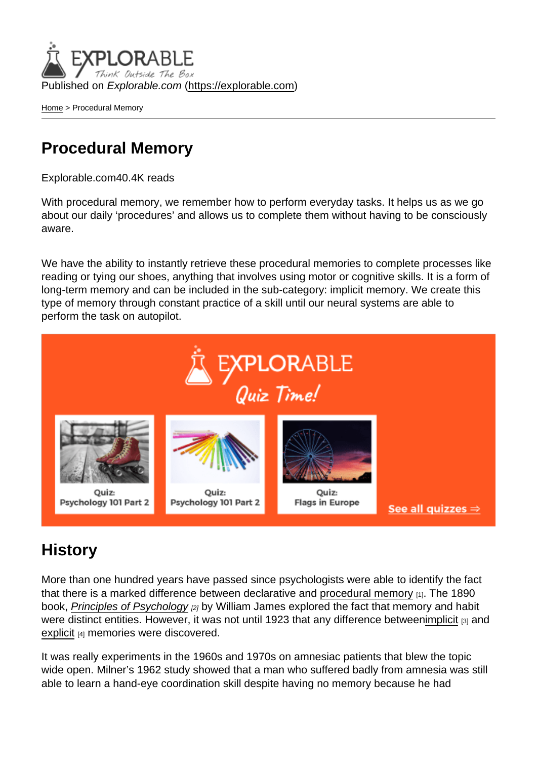Published on *Explorable.com* (https://explorable.com)

Home > Procedural Memory

# Procedural Memory

Explorable.com40.4K reads

With procedural memory, we remember how to perform everyday tasks. It helps us as we go about our daily 'procedures' and allows us to complete them without having to be consciously aware.

We have the ability to instantly retrieve these procedural memories to complete processes like reading or tying our shoes, anything that involves using motor or cognitive skills. It is a form of long-term memory and can be included in the sub-category: implicit memory. We create this type of memory through constant practice of a skill until our neural systems are able to perform the task on autopilot.

## History

More than one hundred years have passed since psychologists were able to identify the fact that there is a marked difference between declarative and procedural memory [1]. The 1890 book, *Principles of Psychology* [2] by William James explored the fact that memory and habit were distinct entities. However, it was not until 1923 that any difference betweenimplicit [3] and explicit [4] memories were discovered.

It was really experiments in the 1960s and 1970s on amnesiac patients that blew the topic wide open. Milner's 1962 study showed that a man who suffered badly from amnesia was still able to learn a hand-eye coordination skill despite having no memory because he had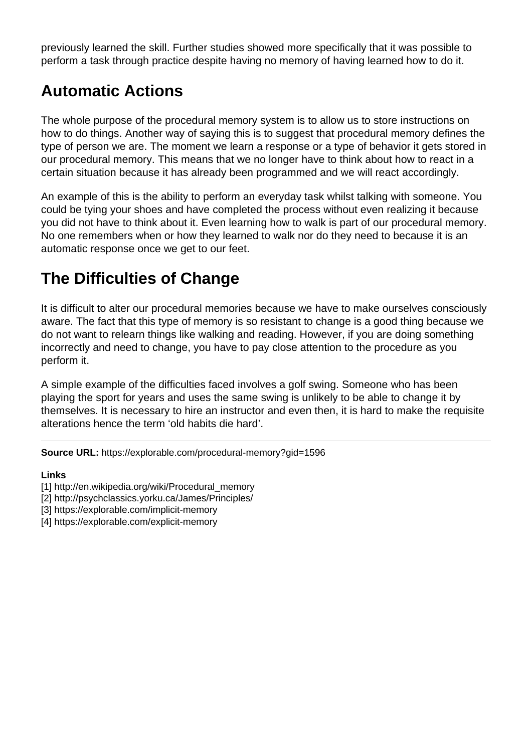previously learned the skill. Further studies showed more specifically that it was possible to perform a task through practice despite having no memory of having learned how to do it.

## Automatic Actions

The whole purpose of the procedural memory system is to allow us to store instructions on how to do things. Another way of saying this is to suggest that procedural memory defines the type of person we are. The moment we learn a response or a type of behavior it gets stored in our procedural memory. This means that we no longer have to think about how to react in a certain situation because it has already been programmed and we will react accordingly.

An example of this is the ability to perform an everyday task whilst talking with someone. You could be tying your shoes and have completed the process without even realizing it because you did not have to think about it. Even learning how to walk is part of our procedural memory. No one remembers when or how they learned to walk nor do they need to because it is an automatic response once we get to our feet.

## The Difficulties of Change

It is difficult to alter our procedural memories because we have to make ourselves consciously aware. The fact that this type of memory is so resistant to change is a good thing because we do not want to relearn things like walking and reading. However, if you are doing something incorrectly and need to change, you have to pay close attention to the procedure as you perform it.

A simple example of the difficulties faced involves a golf swing. Someone who has been playing the sport for years and uses the same swing is unlikely to be able to change it by themselves. It is necessary to hire an instructor and even then, it is hard to make the requisite alterations hence the term 'old habits die hard'.

---

**Source URL:** https://explorable.com/procedural-memory?gid=1596

**Links**

[1] http://en.wikipedia.org/wiki/Procedural_memory
[2] http://psychclassics.yorku.ca/James/Principles/
[3] https://explorable.com/implicit-memory
[4] https://explorable.com/explicit-memory